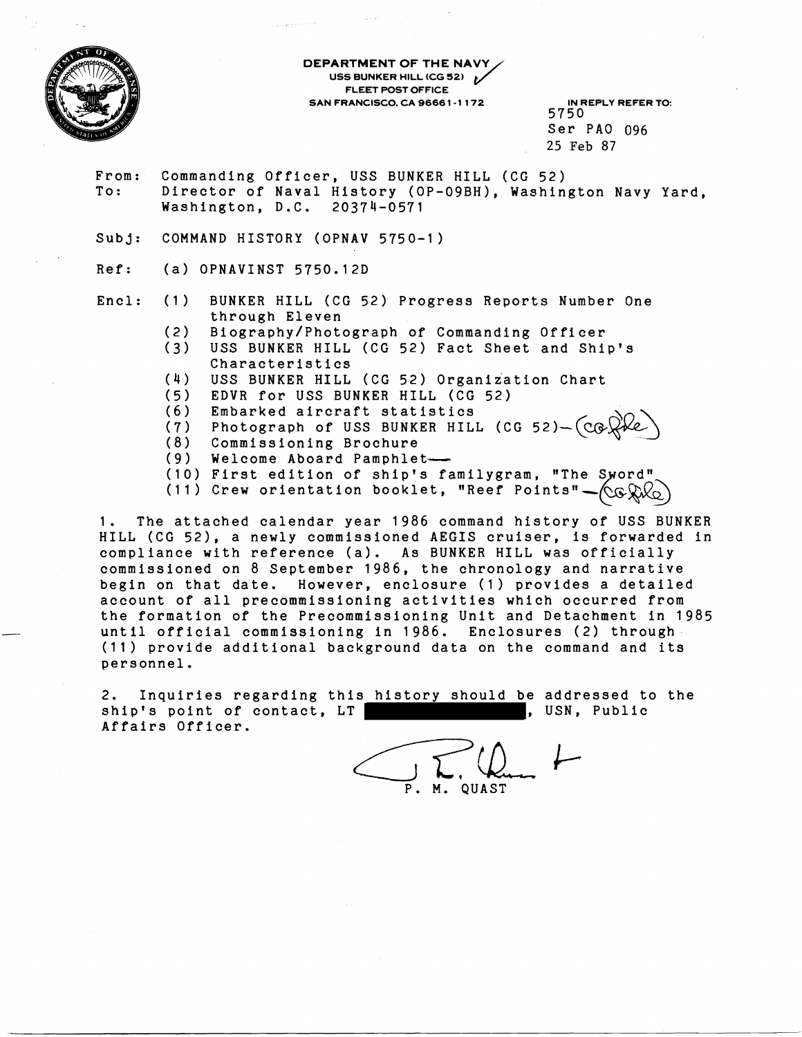**DEPARTMENT OF THE NAVY**
**USS BUNKER HILL (CG 52)**
**FLEET POST OFFICE**
**SAN FRANCISCO, CA 96661-1172**

IN REPLY REFER TO:
5750
Ser PAO 096
25 Feb 87

From: Commanding Officer, USS BUNKER HILL (CG 52)
To: Director of Naval History (OP-09BH), Washington Navy Yard, Washington, D.C. 20374-0571

Subj: COMMAND HISTORY (OPNAV 5750-1)

Ref: (a) OPNAVINST 5750.12D

Encl: (1) BUNKER HILL (CG 52) Progress Reports Number One through Eleven
(2) Biography/Photograph of Commanding Officer
(3) USS BUNKER HILL (CG 52) Fact Sheet and Ship's Characteristics
(4) USS BUNKER HILL (CG 52) Organization Chart
(5) EDVR for USS BUNKER HILL (CG 52)
(6) Embarked aircraft statistics
(7) Photograph of USS BUNKER HILL (CG 52)—(CG file)
(8) Commissioning Brochure
(9) Welcome Aboard Pamphlet—
(10) First edition of ship's familygram, "The Sword"
(11) Crew orientation booklet, "Reef Points"—(CG file)

1. The attached calendar year 1986 command history of USS BUNKER HILL (CG 52), a newly commissioned AEGIS cruiser, is forwarded in compliance with reference (a). As BUNKER HILL was officially commissioned on 8 September 1986, the chronology and narrative begin on that date. However, enclosure (1) provides a detailed account of all precommissioning activities which occurred from the formation of the Precommissioning Unit and Detachment in 1985 until official commissioning in 1986. Enclosures (2) through (11) provide additional background data on the command and its personnel.

2. Inquiries regarding this history should be addressed to the ship's point of contact, LT [REDACTED], USN, Public Affairs Officer.

P. M. QUAST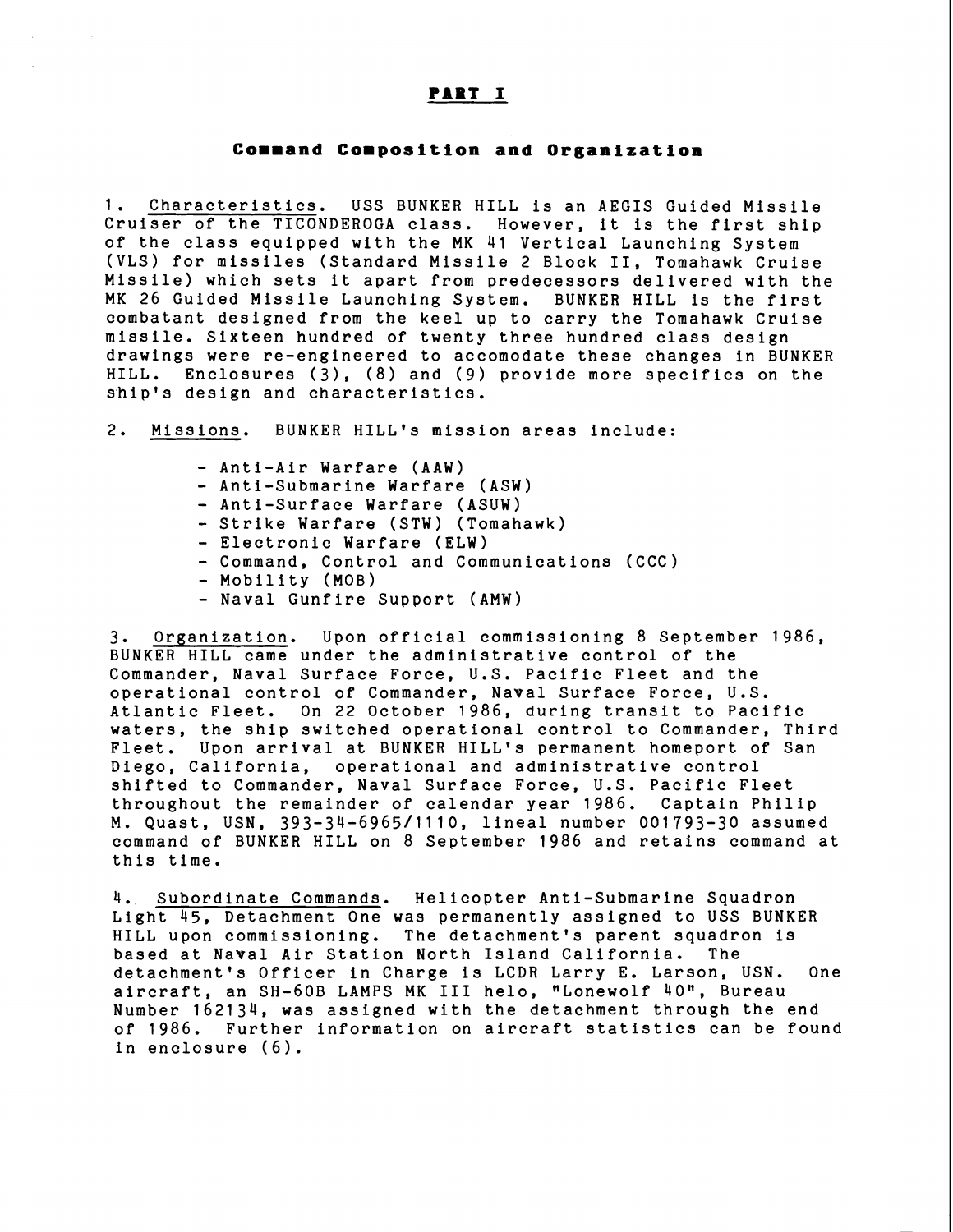# PART I

## Command Composition and Organization

1. Characteristics. USS BUNKER HILL is an AEGIS Guided Missile Cruiser of the TICONDEROGA class. However, it is the first ship of the class equipped with the MK 41 Vertical Launching System (VLS) for missiles (Standard Missile 2 Block II, Tomahawk Cruise Missile) which sets it apart from predecessors delivered with the MK 26 Guided Missile Launching System. BUNKER HILL is the first combatant designed from the keel up to carry the Tomahawk Cruise missile. Sixteen hundred of twenty three hundred class design drawings were re-engineered to accomodate these changes in BUNKER HILL. Enclosures (3), (8) and (9) provide more specifics on the ship's design and characteristics.

2. Missions. BUNKER HILL's mission areas include:

- Anti-Air Warfare (AAW)
- Anti-Submarine Warfare (ASW)
- Anti-Surface Warfare (ASUW)
- Strike Warfare (STW) (Tomahawk)
- Electronic Warfare (ELW)
- Command, Control and Communications (CCC)
- Mobility (MOB)
- Naval Gunfire Support (AMW)

3. Organization. Upon official commissioning 8 September 1986, BUNKER HILL came under the administrative control of the Commander, Naval Surface Force, U.S. Pacific Fleet and the operational control of Commander, Naval Surface Force, U.S. Atlantic Fleet. On 22 October 1986, during transit to Pacific waters, the ship switched operational control to Commander, Third Fleet. Upon arrival at BUNKER HILL's permanent homeport of San Diego, California, operational and administrative control shifted to Commander, Naval Surface Force, U.S. Pacific Fleet throughout the remainder of calendar year 1986. Captain Philip M. Quast, USN, 393-34-6965/1110, lineal number 001793-30 assumed command of BUNKER HILL on 8 September 1986 and retains command at this time.

4. Subordinate Commands. Helicopter Anti-Submarine Squadron Light 45, Detachment One was permanently assigned to USS BUNKER HILL upon commissioning. The detachment's parent squadron is based at Naval Air Station North Island California. The detachment's Officer in Charge is LCDR Larry E. Larson, USN. One aircraft, an SH-60B LAMPS MK III helo, "Lonewolf 40", Bureau Number 162134, was assigned with the detachment through the end of 1986. Further information on aircraft statistics can be found in enclosure (6).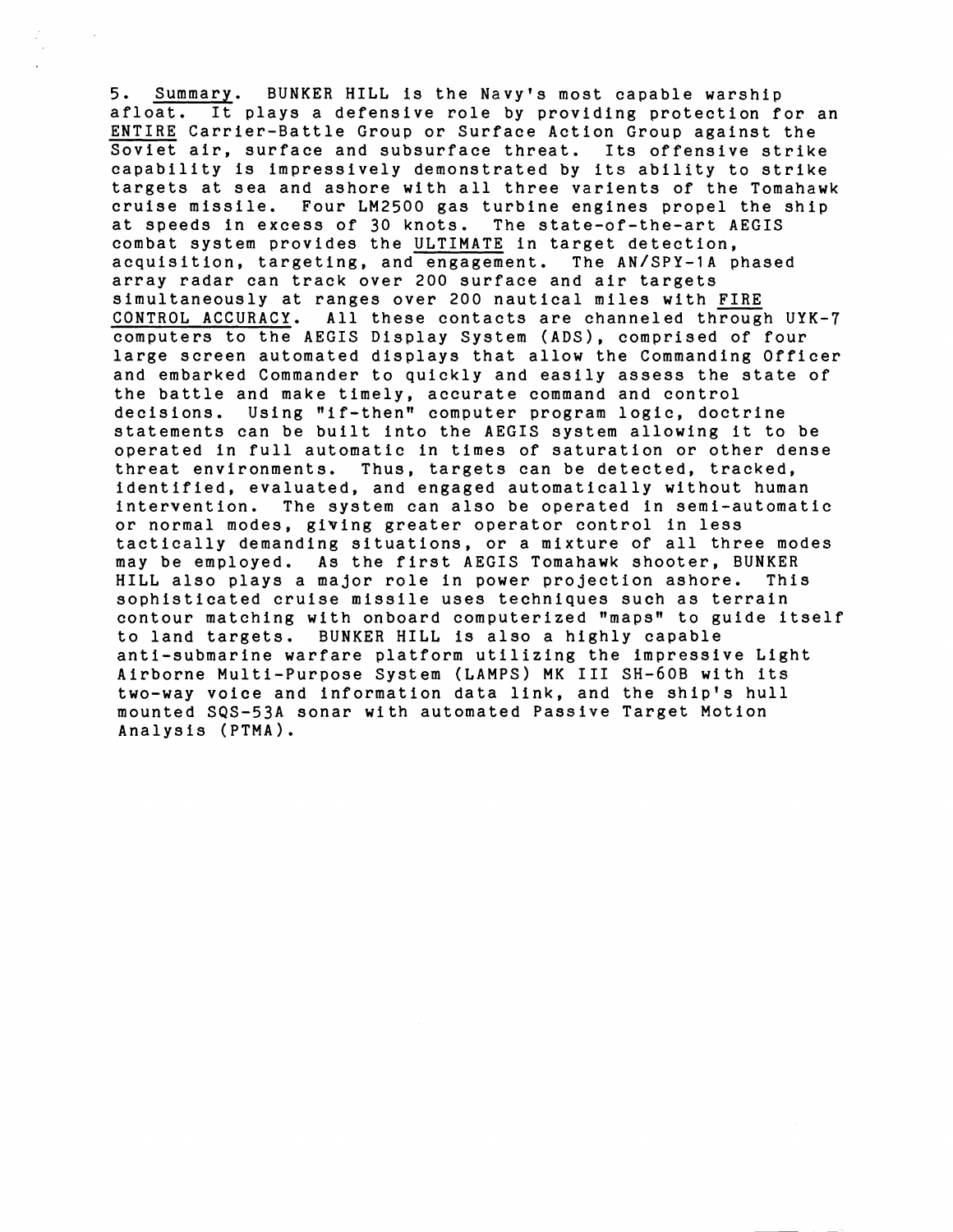5. <u>Summary</u>. BUNKER HILL is the Navy's most capable warship afloat. It plays a defensive role by providing protection for an <u>ENTIRE</u> Carrier-Battle Group or Surface Action Group against the Soviet air, surface and subsurface threat. Its offensive strike capability is impressively demonstrated by its ability to strike targets at sea and ashore with all three varients of the Tomahawk cruise missile. Four LM2500 gas turbine engines propel the ship at speeds in excess of 30 knots. The state-of-the-art AEGIS combat system provides the <u>ULTIMATE</u> in target detection, acquisition, targeting, and engagement. The AN/SPY-1A phased array radar can track over 200 surface and air targets simultaneously at ranges over 200 nautical miles with <u>FIRE CONTROL ACCURACY</u>. All these contacts are channeled through UYK-7 computers to the AEGIS Display System (ADS), comprised of four large screen automated displays that allow the Commanding Officer and embarked Commander to quickly and easily assess the state of the battle and make timely, accurate command and control decisions. Using "if-then" computer program logic, doctrine statements can be built into the AEGIS system allowing it to be operated in full automatic in times of saturation or other dense threat environments. Thus, targets can be detected, tracked, identified, evaluated, and engaged automatically without human intervention. The system can also be operated in semi-automatic or normal modes, giving greater operator control in less tactically demanding situations, or a mixture of all three modes may be employed. As the first AEGIS Tomahawk shooter, BUNKER HILL also plays a major role in power projection ashore. This sophisticated cruise missile uses techniques such as terrain contour matching with onboard computerized "maps" to guide itself to land targets. BUNKER HILL is also a highly capable anti-submarine warfare platform utilizing the impressive Light Airborne Multi-Purpose System (LAMPS) MK III SH-60B with its two-way voice and information data link, and the ship's hull mounted SQS-53A sonar with automated Passive Target Motion Analysis (PTMA).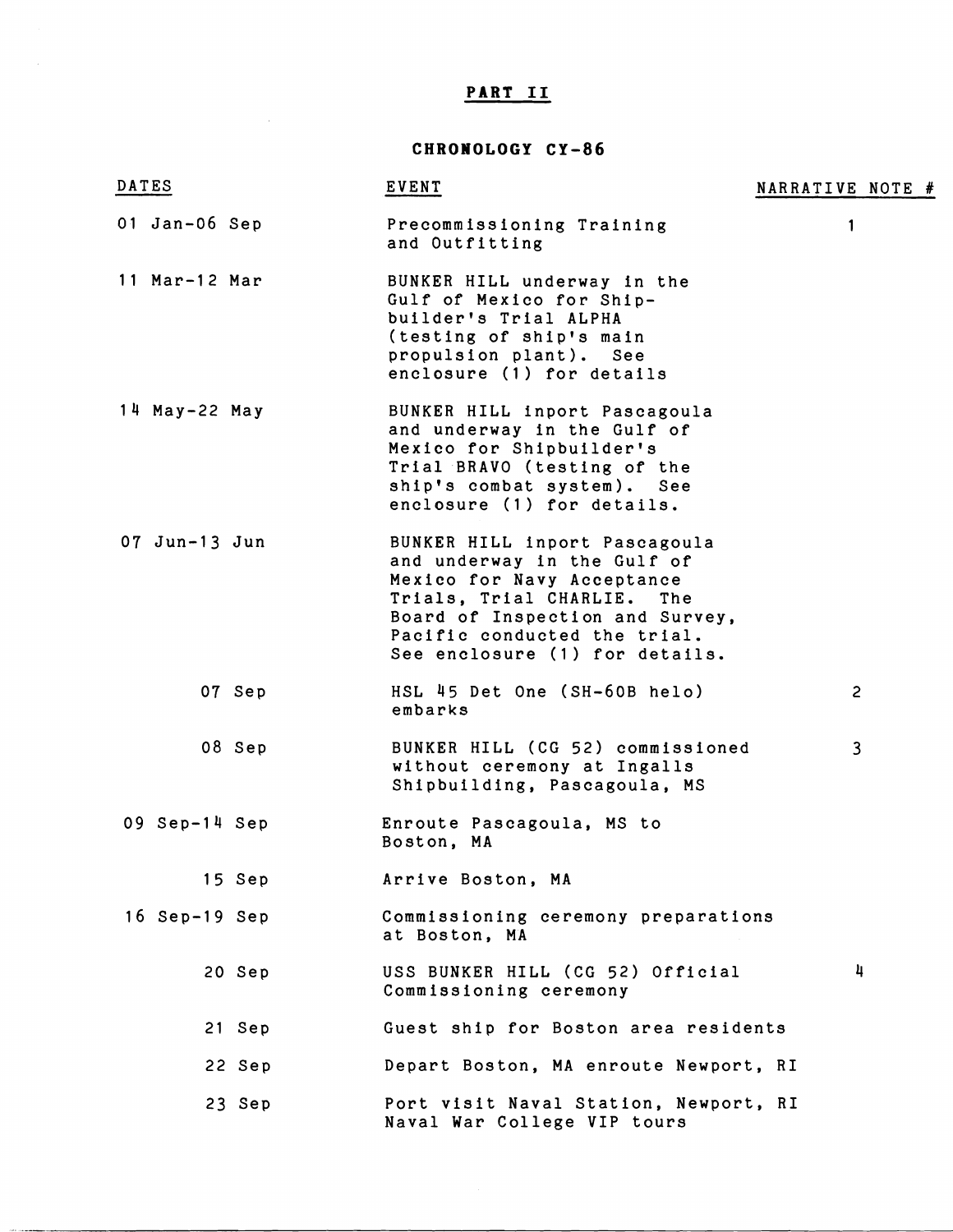# PART II

## CHRONOLOGY CY-86

| DATES | EVENT | NARRATIVE NOTE # |
|---|---|---|
| 01 Jan-06 Sep | Precommissioning Training and Outfitting | 1 |
| 11 Mar-12 Mar | BUNKER HILL underway in the Gulf of Mexico for Shipbuilder's Trial ALPHA (testing of ship's main propulsion plant). See enclosure (1) for details | |
| 14 May-22 May | BUNKER HILL inport Pascagoula and underway in the Gulf of Mexico for Shipbuilder's Trial BRAVO (testing of the ship's combat system). See enclosure (1) for details. | |
| 07 Jun-13 Jun | BUNKER HILL inport Pascagoula and underway in the Gulf of Mexico for Navy Acceptance Trials, Trial CHARLIE. The Board of Inspection and Survey, Pacific conducted the trial. See enclosure (1) for details. | |
| 07 Sep | HSL 45 Det One (SH-60B helo) embarks | 2 |
| 08 Sep | BUNKER HILL (CG 52) commissioned without ceremony at Ingalls Shipbuilding, Pascagoula, MS | 3 |
| 09 Sep-14 Sep | Enroute Pascagoula, MS to Boston, MA | |
| 15 Sep | Arrive Boston, MA | |
| 16 Sep-19 Sep | Commissioning ceremony preparations at Boston, MA | |
| 20 Sep | USS BUNKER HILL (CG 52) Official Commissioning ceremony | 4 |
| 21 Sep | Guest ship for Boston area residents | |
| 22 Sep | Depart Boston, MA enroute Newport, RI | |
| 23 Sep | Port visit Naval Station, Newport, RI Naval War College VIP tours | |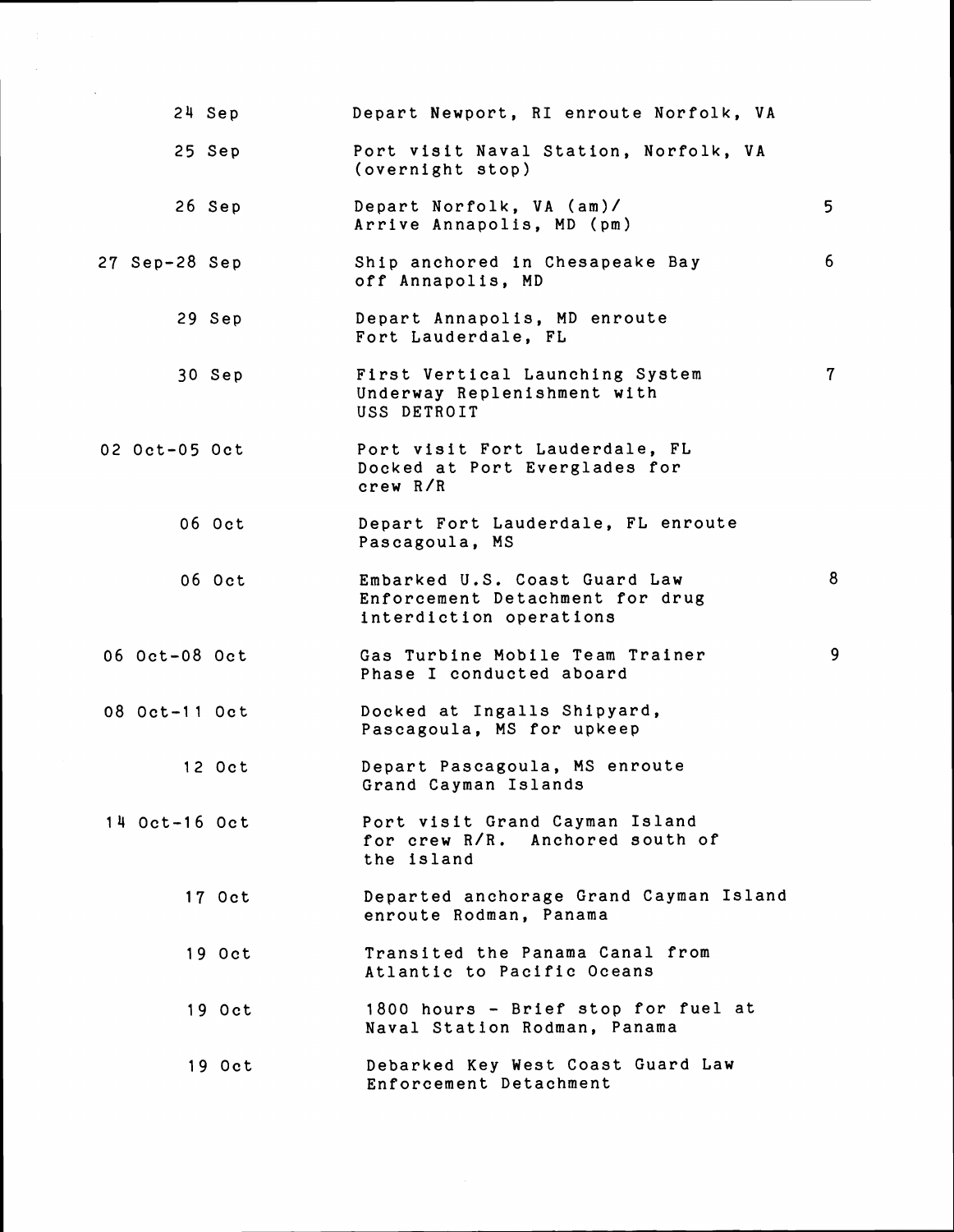| | | |
|---|---|---|
| 24 Sep | Depart Newport, RI enroute Norfolk, VA | |
| 25 Sep | Port visit Naval Station, Norfolk, VA (overnight stop) | |
| 26 Sep | Depart Norfolk, VA (am)/ Arrive Annapolis, MD (pm) | 5 |
| 27 Sep-28 Sep | Ship anchored in Chesapeake Bay off Annapolis, MD | 6 |
| 29 Sep | Depart Annapolis, MD enroute Fort Lauderdale, FL | |
| 30 Sep | First Vertical Launching System Underway Replenishment with USS DETROIT | 7 |
| 02 Oct-05 Oct | Port visit Fort Lauderdale, FL Docked at Port Everglades for crew R/R | |
| 06 Oct | Depart Fort Lauderdale, FL enroute Pascagoula, MS | |
| 06 Oct | Embarked U.S. Coast Guard Law Enforcement Detachment for drug interdiction operations | 8 |
| 06 Oct-08 Oct | Gas Turbine Mobile Team Trainer Phase I conducted aboard | 9 |
| 08 Oct-11 Oct | Docked at Ingalls Shipyard, Pascagoula, MS for upkeep | |
| 12 Oct | Depart Pascagoula, MS enroute Grand Cayman Islands | |
| 14 Oct-16 Oct | Port visit Grand Cayman Island for crew R/R. Anchored south of the island | |
| 17 Oct | Departed anchorage Grand Cayman Island enroute Rodman, Panama | |
| 19 Oct | Transited the Panama Canal from Atlantic to Pacific Oceans | |
| 19 Oct | 1800 hours - Brief stop for fuel at Naval Station Rodman, Panama | |
| 19 Oct | Debarked Key West Coast Guard Law Enforcement Detachment | |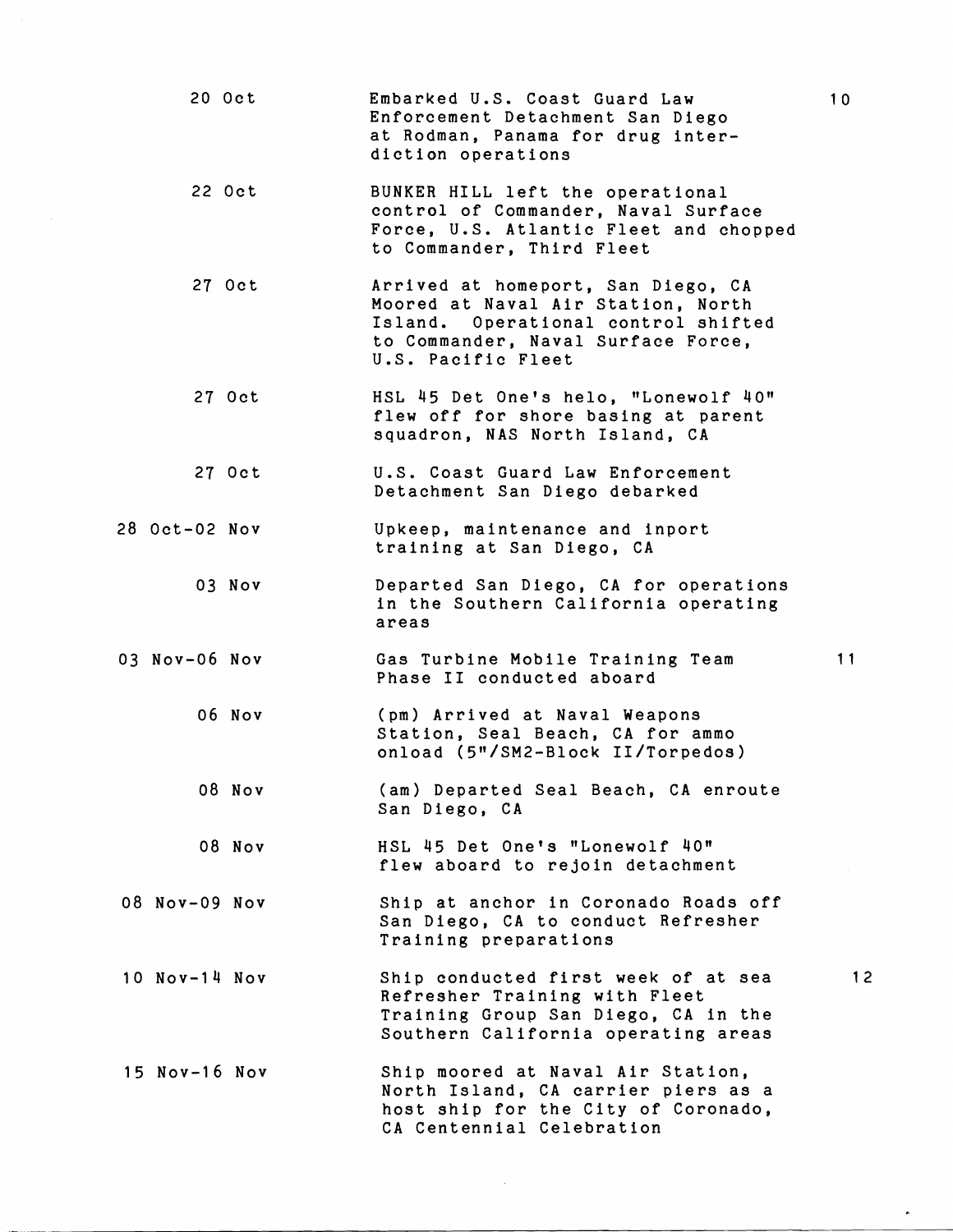| Date | Event | |
|---|---|---|
| 20 Oct | Embarked U.S. Coast Guard Law Enforcement Detachment San Diego at Rodman, Panama for drug interdiction operations | 10 |
| 22 Oct | BUNKER HILL left the operational control of Commander, Naval Surface Force, U.S. Atlantic Fleet and chopped to Commander, Third Fleet | |
| 27 Oct | Arrived at homeport, San Diego, CA Moored at Naval Air Station, North Island. Operational control shifted to Commander, Naval Surface Force, U.S. Pacific Fleet | |
| 27 Oct | HSL 45 Det One's helo, "Lonewolf 40" flew off for shore basing at parent squadron, NAS North Island, CA | |
| 27 Oct | U.S. Coast Guard Law Enforcement Detachment San Diego debarked | |
| 28 Oct-02 Nov | Upkeep, maintenance and inport training at San Diego, CA | |
| 03 Nov | Departed San Diego, CA for operations in the Southern California operating areas | |
| 03 Nov-06 Nov | Gas Turbine Mobile Training Team Phase II conducted aboard | 11 |
| 06 Nov | (pm) Arrived at Naval Weapons Station, Seal Beach, CA for ammo onload (5"/SM2-Block II/Torpedos) | |
| 08 Nov | (am) Departed Seal Beach, CA enroute San Diego, CA | |
| 08 Nov | HSL 45 Det One's "Lonewolf 40" flew aboard to rejoin detachment | |
| 08 Nov-09 Nov | Ship at anchor in Coronado Roads off San Diego, CA to conduct Refresher Training preparations | |
| 10 Nov-14 Nov | Ship conducted first week of at sea Refresher Training with Fleet Training Group San Diego, CA in the Southern California operating areas | 12 |
| 15 Nov-16 Nov | Ship moored at Naval Air Station, North Island, CA carrier piers as a host ship for the City of Coronado, CA Centennial Celebration | |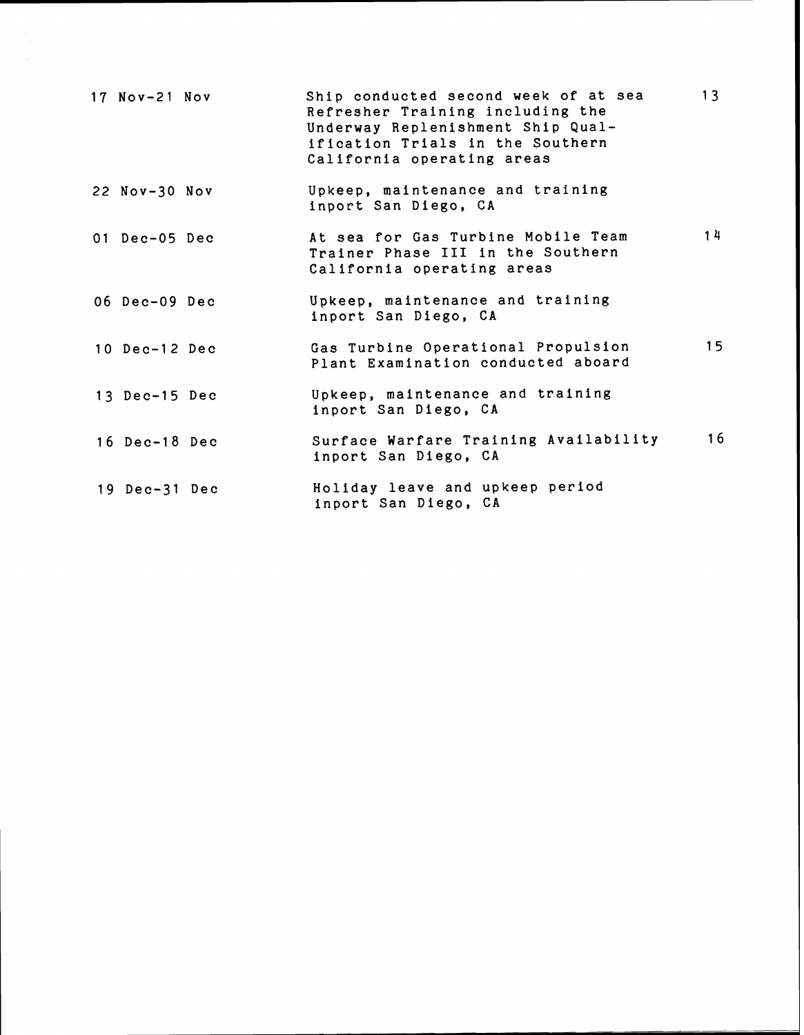| | | |
|---|---|---|
| 17 Nov-21 Nov | Ship conducted second week of at sea Refresher Training including the Underway Replenishment Ship Qualification Trials in the Southern California operating areas | 13 |
| 22 Nov-30 Nov | Upkeep, maintenance and training inport San Diego, CA | |
| 01 Dec-05 Dec | At sea for Gas Turbine Mobile Team Trainer Phase III in the Southern California operating areas | 14 |
| 06 Dec-09 Dec | Upkeep, maintenance and training inport San Diego, CA | |
| 10 Dec-12 Dec | Gas Turbine Operational Propulsion Plant Examination conducted aboard | 15 |
| 13 Dec-15 Dec | Upkeep, maintenance and training inport San Diego, CA | |
| 16 Dec-18 Dec | Surface Warfare Training Availability inport San Diego, CA | 16 |
| 19 Dec-31 Dec | Holiday leave and upkeep period inport San Diego, CA | |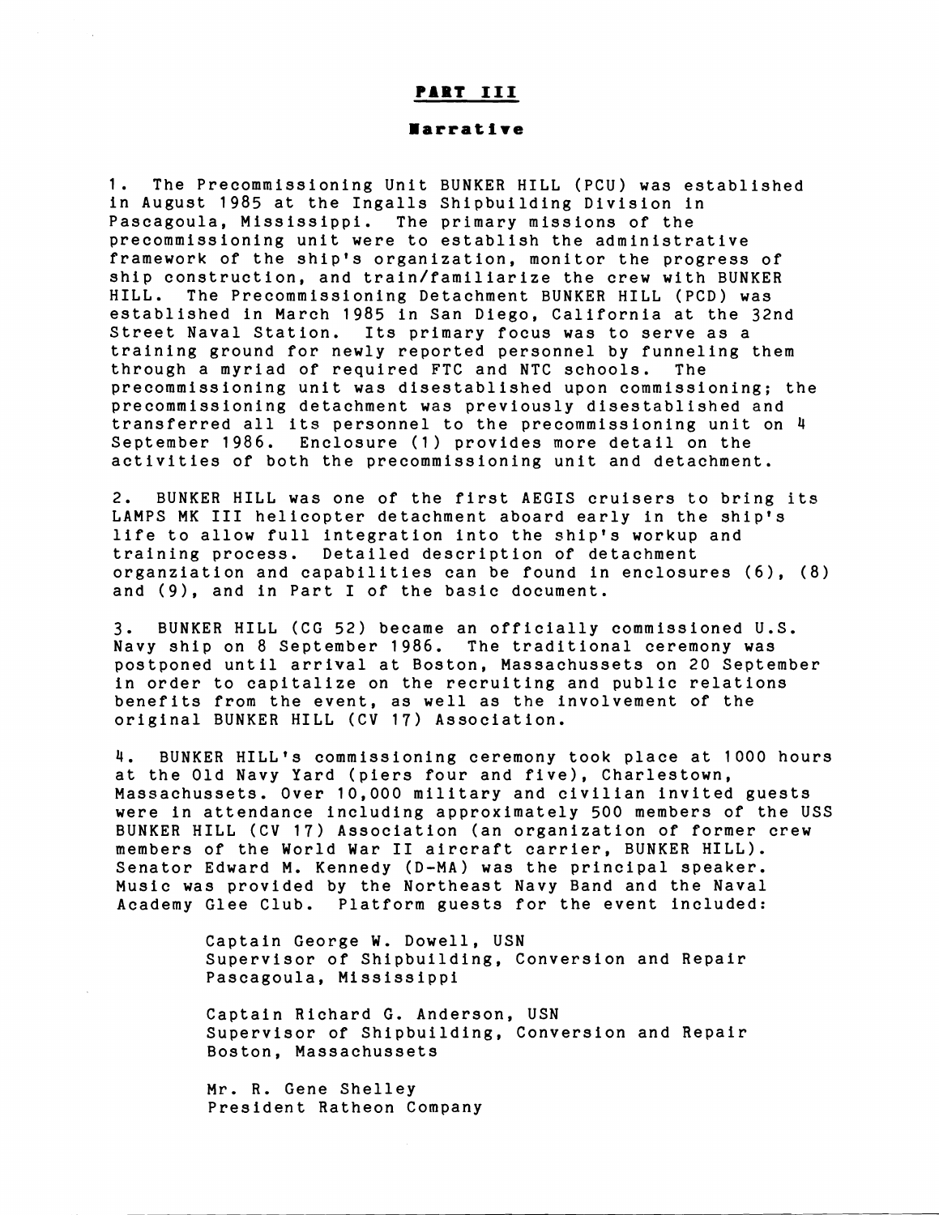# PART III

## Narrative

1. The Precommissioning Unit BUNKER HILL (PCU) was established in August 1985 at the Ingalls Shipbuilding Division in Pascagoula, Mississippi. The primary missions of the precommissioning unit were to establish the administrative framework of the ship's organization, monitor the progress of ship construction, and train/familiarize the crew with BUNKER HILL. The Precommissioning Detachment BUNKER HILL (PCD) was established in March 1985 in San Diego, California at the 32nd Street Naval Station. Its primary focus was to serve as a training ground for newly reported personnel by funneling them through a myriad of required FTC and NTC schools. The precommissioning unit was disestablished upon commissioning; the precommissioning detachment was previously disestablished and transferred all its personnel to the precommissioning unit on 4 September 1986. Enclosure (1) provides more detail on the activities of both the precommissioning unit and detachment.

2. BUNKER HILL was one of the first AEGIS cruisers to bring its LAMPS MK III helicopter detachment aboard early in the ship's life to allow full integration into the ship's workup and training process. Detailed description of detachment organziation and capabilities can be found in enclosures (6), (8) and (9), and in Part I of the basic document.

3. BUNKER HILL (CG 52) became an officially commissioned U.S. Navy ship on 8 September 1986. The traditional ceremony was postponed until arrival at Boston, Massachussets on 20 September in order to capitalize on the recruiting and public relations benefits from the event, as well as the involvement of the original BUNKER HILL (CV 17) Association.

4. BUNKER HILL's commissioning ceremony took place at 1000 hours at the Old Navy Yard (piers four and five), Charlestown, Massachussets. Over 10,000 military and civilian invited guests were in attendance including approximately 500 members of the USS BUNKER HILL (CV 17) Association (an organization of former crew members of the World War II aircraft carrier, BUNKER HILL). Senator Edward M. Kennedy (D-MA) was the principal speaker. Music was provided by the Northeast Navy Band and the Naval Academy Glee Club. Platform guests for the event included:

> Captain George W. Dowell, USN
> Supervisor of Shipbuilding, Conversion and Repair
> Pascagoula, Mississippi
>
> Captain Richard G. Anderson, USN
> Supervisor of Shipbuilding, Conversion and Repair
> Boston, Massachussets
>
> Mr. R. Gene Shelley
> President Ratheon Company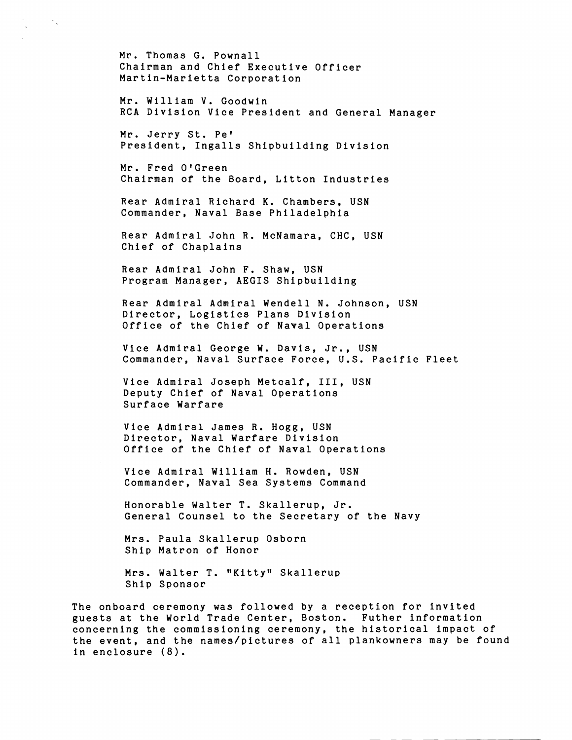Mr. Thomas G. Pownall  
Chairman and Chief Executive Officer  
Martin-Marietta Corporation

Mr. William V. Goodwin  
RCA Division Vice President and General Manager

Mr. Jerry St. Pe'  
President, Ingalls Shipbuilding Division

Mr. Fred O'Green  
Chairman of the Board, Litton Industries

Rear Admiral Richard K. Chambers, USN  
Commander, Naval Base Philadelphia

Rear Admiral John R. McNamara, CHC, USN  
Chief of Chaplains

Rear Admiral John F. Shaw, USN  
Program Manager, AEGIS Shipbuilding

Rear Admiral Admiral Wendell N. Johnson, USN  
Director, Logistics Plans Division  
Office of the Chief of Naval Operations

Vice Admiral George W. Davis, Jr., USN  
Commander, Naval Surface Force, U.S. Pacific Fleet

Vice Admiral Joseph Metcalf, III, USN  
Deputy Chief of Naval Operations  
Surface Warfare

Vice Admiral James R. Hogg, USN  
Director, Naval Warfare Division  
Office of the Chief of Naval Operations

Vice Admiral William H. Rowden, USN  
Commander, Naval Sea Systems Command

Honorable Walter T. Skallerup, Jr.  
General Counsel to the Secretary of the Navy

Mrs. Paula Skallerup Osborn  
Ship Matron of Honor

Mrs. Walter T. "Kitty" Skallerup  
Ship Sponsor

The onboard ceremony was followed by a reception for invited guests at the World Trade Center, Boston. Futher information concerning the commissioning ceremony, the historical impact of the event, and the names/pictures of all plankowners may be found in enclosure (8).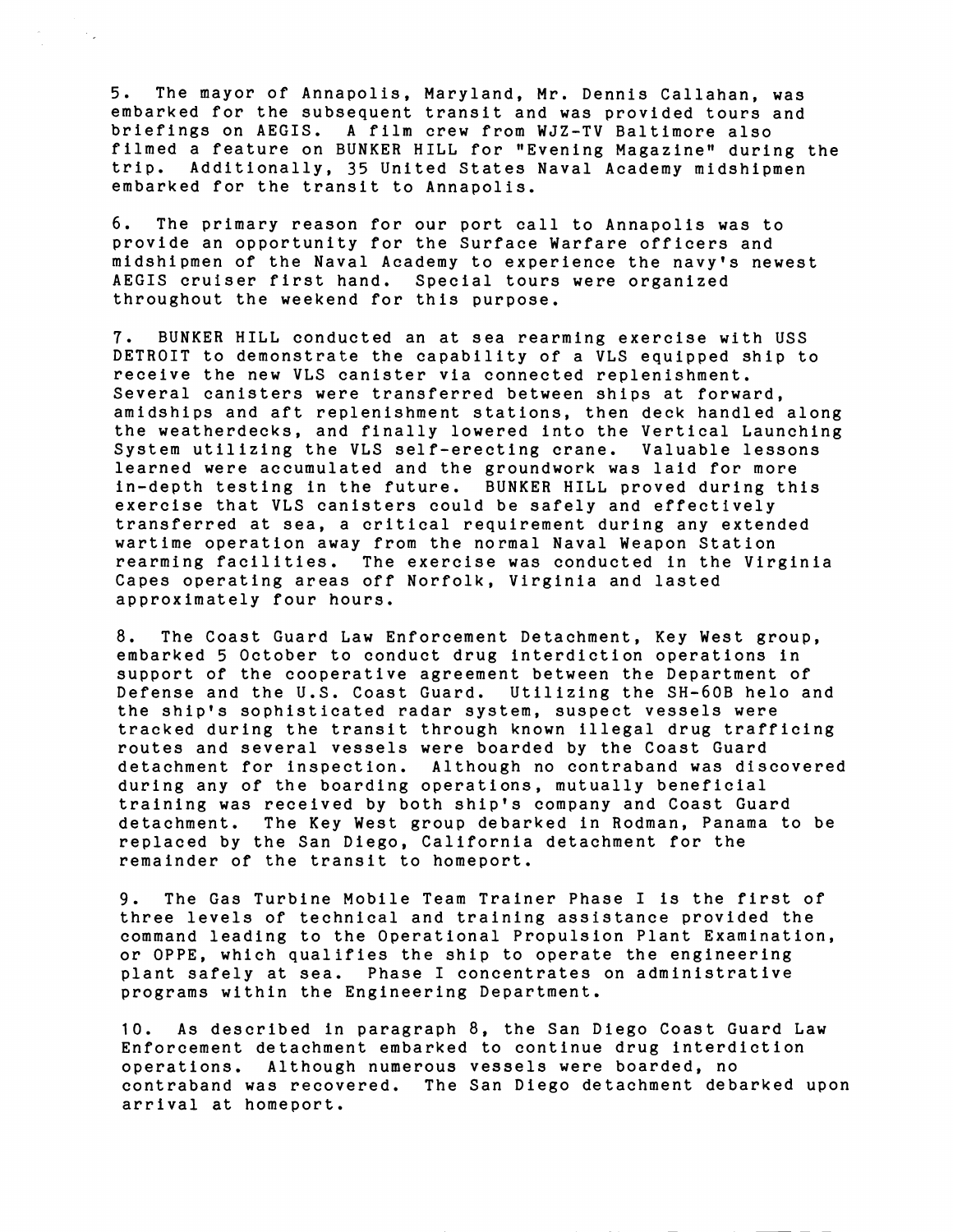5. The mayor of Annapolis, Maryland, Mr. Dennis Callahan, was embarked for the subsequent transit and was provided tours and briefings on AEGIS. A film crew from WJZ-TV Baltimore also filmed a feature on BUNKER HILL for "Evening Magazine" during the trip. Additionally, 35 United States Naval Academy midshipmen embarked for the transit to Annapolis.

6. The primary reason for our port call to Annapolis was to provide an opportunity for the Surface Warfare officers and midshipmen of the Naval Academy to experience the navy's newest AEGIS cruiser first hand. Special tours were organized throughout the weekend for this purpose.

7. BUNKER HILL conducted an at sea rearming exercise with USS DETROIT to demonstrate the capability of a VLS equipped ship to receive the new VLS canister via connected replenishment. Several canisters were transferred between ships at forward, amidships and aft replenishment stations, then deck handled along the weatherdecks, and finally lowered into the Vertical Launching System utilizing the VLS self-erecting crane. Valuable lessons learned were accumulated and the groundwork was laid for more in-depth testing in the future. BUNKER HILL proved during this exercise that VLS canisters could be safely and effectively transferred at sea, a critical requirement during any extended wartime operation away from the normal Naval Weapon Station rearming facilities. The exercise was conducted in the Virginia Capes operating areas off Norfolk, Virginia and lasted approximately four hours.

8. The Coast Guard Law Enforcement Detachment, Key West group, embarked 5 October to conduct drug interdiction operations in support of the cooperative agreement between the Department of Defense and the U.S. Coast Guard. Utilizing the SH-60B helo and the ship's sophisticated radar system, suspect vessels were tracked during the transit through known illegal drug trafficing routes and several vessels were boarded by the Coast Guard detachment for inspection. Although no contraband was discovered during any of the boarding operations, mutually beneficial training was received by both ship's company and Coast Guard detachment. The Key West group debarked in Rodman, Panama to be replaced by the San Diego, California detachment for the remainder of the transit to homeport.

9. The Gas Turbine Mobile Team Trainer Phase I is the first of three levels of technical and training assistance provided the command leading to the Operational Propulsion Plant Examination, or OPPE, which qualifies the ship to operate the engineering plant safely at sea. Phase I concentrates on administrative programs within the Engineering Department.

10. As described in paragraph 8, the San Diego Coast Guard Law Enforcement detachment embarked to continue drug interdiction operations. Although numerous vessels were boarded, no contraband was recovered. The San Diego detachment debarked upon arrival at homeport.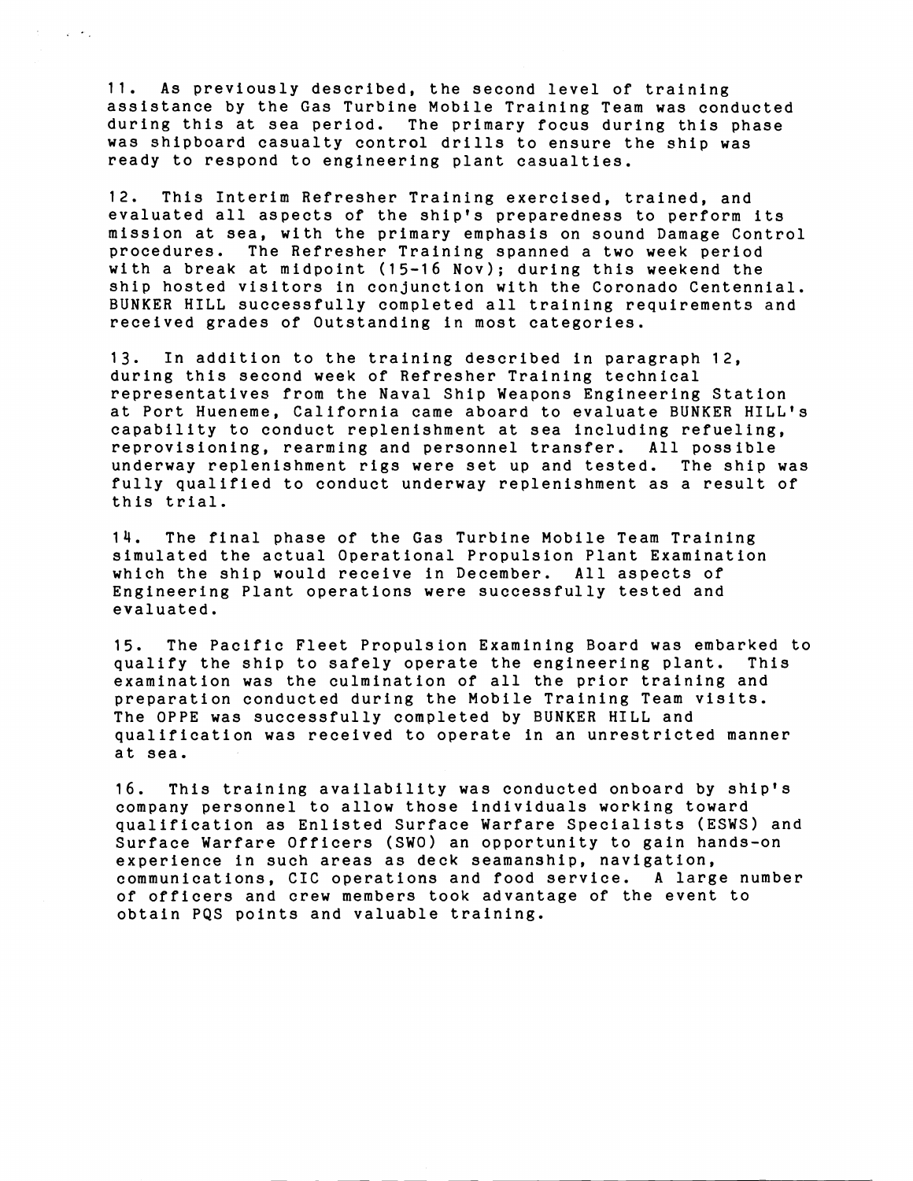11. As previously described, the second level of training assistance by the Gas Turbine Mobile Training Team was conducted during this at sea period. The primary focus during this phase was shipboard casualty control drills to ensure the ship was ready to respond to engineering plant casualties.

12. This Interim Refresher Training exercised, trained, and evaluated all aspects of the ship's preparedness to perform its mission at sea, with the primary emphasis on sound Damage Control procedures. The Refresher Training spanned a two week period with a break at midpoint (15-16 Nov); during this weekend the ship hosted visitors in conjunction with the Coronado Centennial. BUNKER HILL successfully completed all training requirements and received grades of Outstanding in most categories.

13. In addition to the training described in paragraph 12, during this second week of Refresher Training technical representatives from the Naval Ship Weapons Engineering Station at Port Hueneme, California came aboard to evaluate BUNKER HILL's capability to conduct replenishment at sea including refueling, reprovisioning, rearming and personnel transfer. All possible underway replenishment rigs were set up and tested. The ship was fully qualified to conduct underway replenishment as a result of this trial.

14. The final phase of the Gas Turbine Mobile Team Training simulated the actual Operational Propulsion Plant Examination which the ship would receive in December. All aspects of Engineering Plant operations were successfully tested and evaluated.

15. The Pacific Fleet Propulsion Examining Board was embarked to qualify the ship to safely operate the engineering plant. This examination was the culmination of all the prior training and preparation conducted during the Mobile Training Team visits. The OPPE was successfully completed by BUNKER HILL and qualification was received to operate in an unrestricted manner at sea.

16. This training availability was conducted onboard by ship's company personnel to allow those individuals working toward qualification as Enlisted Surface Warfare Specialists (ESWS) and Surface Warfare Officers (SWO) an opportunity to gain hands-on experience in such areas as deck seamanship, navigation, communications, CIC operations and food service. A large number of officers and crew members took advantage of the event to obtain PQS points and valuable training.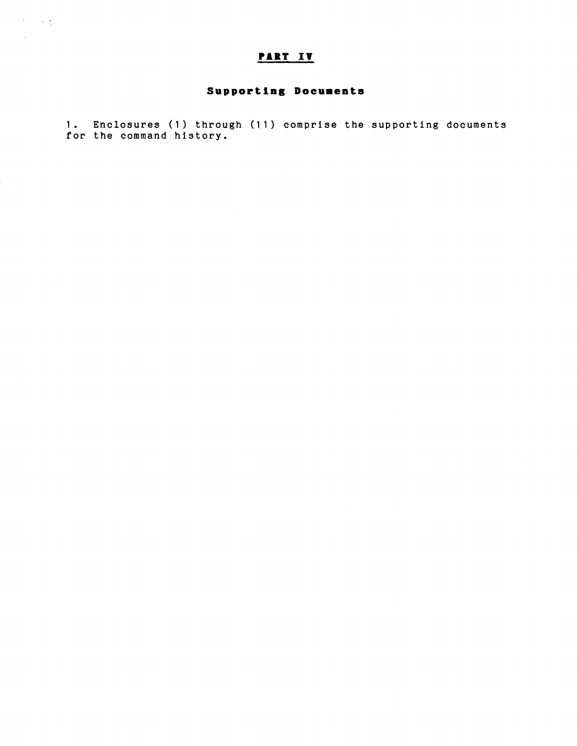# PART IV

## Supporting Documents

1. Enclosures (1) through (11) comprise the supporting documents for the command history.